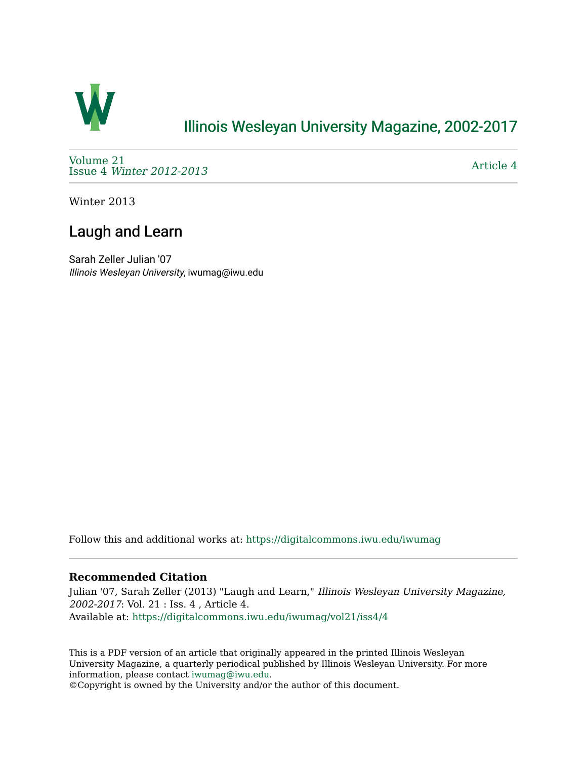# Illinois Wesleyan University Magazine, 2002-2017

Volume 21
Issue 4 *Winter 2012-2013*

Article 4

Winter 2013

## Laugh and Learn

Sarah Zeller Julian '07
*Illinois Wesleyan University*, iwumag@iwu.edu

Follow this and additional works at: https://digitalcommons.iwu.edu/iwumag

**Recommended Citation**

Julian '07, Sarah Zeller (2013) "Laugh and Learn," *Illinois Wesleyan University Magazine, 2002-2017*: Vol. 21 : Iss. 4 , Article 4.
Available at: https://digitalcommons.iwu.edu/iwumag/vol21/iss4/4

This is a PDF version of an article that originally appeared in the printed Illinois Wesleyan University Magazine, a quarterly periodical published by Illinois Wesleyan University. For more information, please contact iwumag@iwu.edu.
©Copyright is owned by the University and/or the author of this document.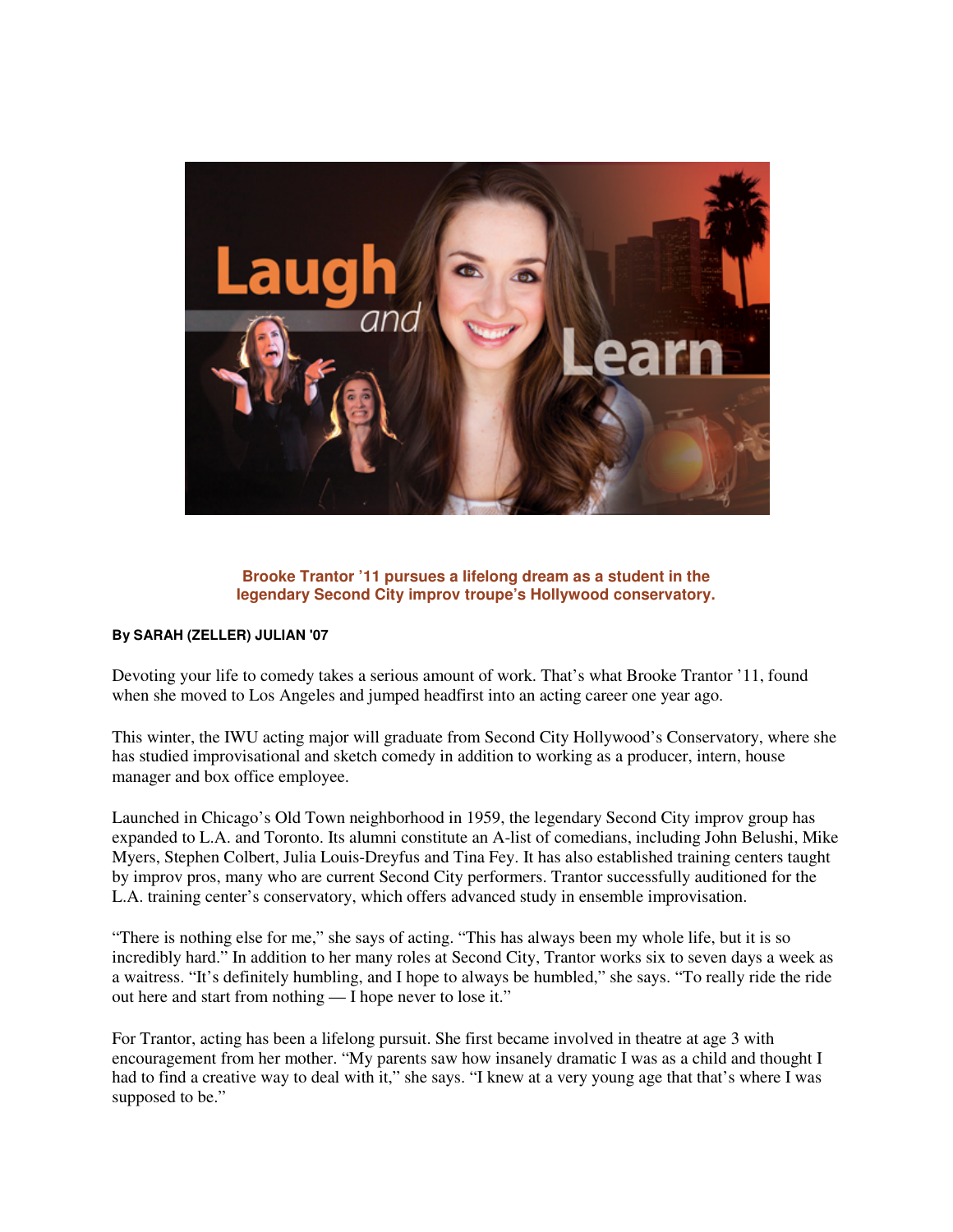**Brooke Trantor '11 pursues a lifelong dream as a student in the legendary Second City improv troupe's Hollywood conservatory.**

**By SARAH (ZELLER) JULIAN '07**

Devoting your life to comedy takes a serious amount of work. That's what Brooke Trantor '11, found when she moved to Los Angeles and jumped headfirst into an acting career one year ago.

This winter, the IWU acting major will graduate from Second City Hollywood's Conservatory, where she has studied improvisational and sketch comedy in addition to working as a producer, intern, house manager and box office employee.

Launched in Chicago's Old Town neighborhood in 1959, the legendary Second City improv group has expanded to L.A. and Toronto. Its alumni constitute an A-list of comedians, including John Belushi, Mike Myers, Stephen Colbert, Julia Louis-Dreyfus and Tina Fey. It has also established training centers taught by improv pros, many who are current Second City performers. Trantor successfully auditioned for the L.A. training center's conservatory, which offers advanced study in ensemble improvisation.

"There is nothing else for me," she says of acting. "This has always been my whole life, but it is so incredibly hard." In addition to her many roles at Second City, Trantor works six to seven days a week as a waitress. "It's definitely humbling, and I hope to always be humbled," she says. "To really ride the ride out here and start from nothing — I hope never to lose it."

For Trantor, acting has been a lifelong pursuit. She first became involved in theatre at age 3 with encouragement from her mother. "My parents saw how insanely dramatic I was as a child and thought I had to find a creative way to deal with it," she says. "I knew at a very young age that that's where I was supposed to be."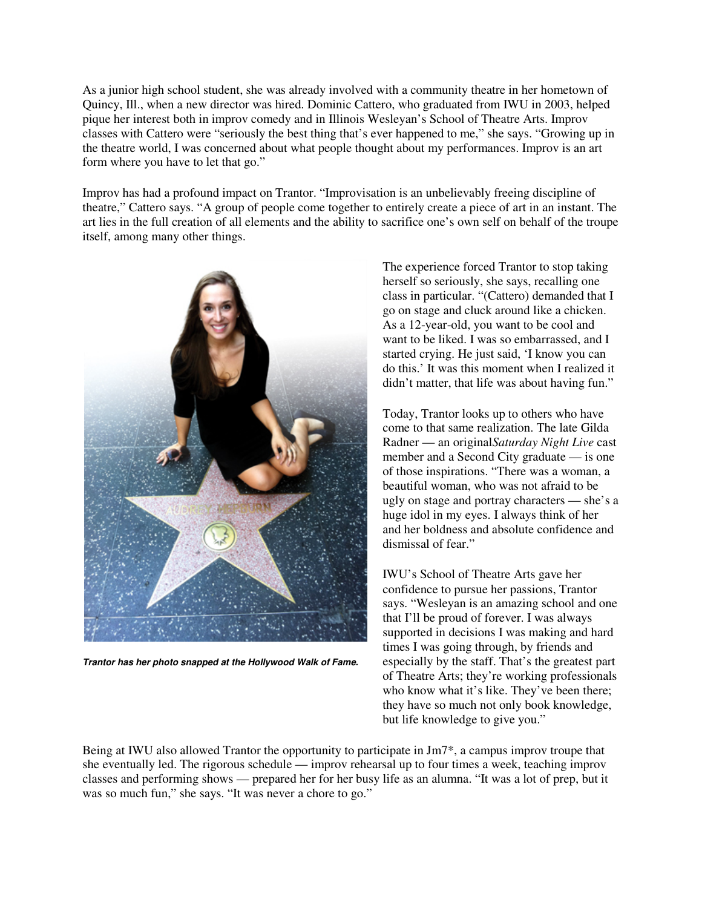As a junior high school student, she was already involved with a community theatre in her hometown of Quincy, Ill., when a new director was hired. Dominic Cattero, who graduated from IWU in 2003, helped pique her interest both in improv comedy and in Illinois Wesleyan's School of Theatre Arts. Improv classes with Cattero were "seriously the best thing that's ever happened to me," she says. "Growing up in the theatre world, I was concerned about what people thought about my performances. Improv is an art form where you have to let that go."

Improv has had a profound impact on Trantor. "Improvisation is an unbelievably freeing discipline of theatre," Cattero says. "A group of people come together to entirely create a piece of art in an instant. The art lies in the full creation of all elements and the ability to sacrifice one's own self on behalf of the troupe itself, among many other things.

***Trantor has her photo snapped at the Hollywood Walk of Fame.***

The experience forced Trantor to stop taking herself so seriously, she says, recalling one class in particular. "(Cattero) demanded that I go on stage and cluck around like a chicken. As a 12-year-old, you want to be cool and want to be liked. I was so embarrassed, and I started crying. He just said, 'I know you can do this.' It was this moment when I realized it didn't matter, that life was about having fun."

Today, Trantor looks up to others who have come to that same realization. The late Gilda Radner — an original *Saturday Night Live* cast member and a Second City graduate — is one of those inspirations. "There was a woman, a beautiful woman, who was not afraid to be ugly on stage and portray characters — she's a huge idol in my eyes. I always think of her and her boldness and absolute confidence and dismissal of fear."

IWU's School of Theatre Arts gave her confidence to pursue her passions, Trantor says. "Wesleyan is an amazing school and one that I'll be proud of forever. I was always supported in decisions I was making and hard times I was going through, by friends and especially by the staff. That's the greatest part of Theatre Arts; they're working professionals who know what it's like. They've been there; they have so much not only book knowledge, but life knowledge to give you."

Being at IWU also allowed Trantor the opportunity to participate in Jm7*, a campus improv troupe that she eventually led. The rigorous schedule — improv rehearsal up to four times a week, teaching improv classes and performing shows — prepared her for her busy life as an alumna. "It was a lot of prep, but it was so much fun," she says. "It was never a chore to go."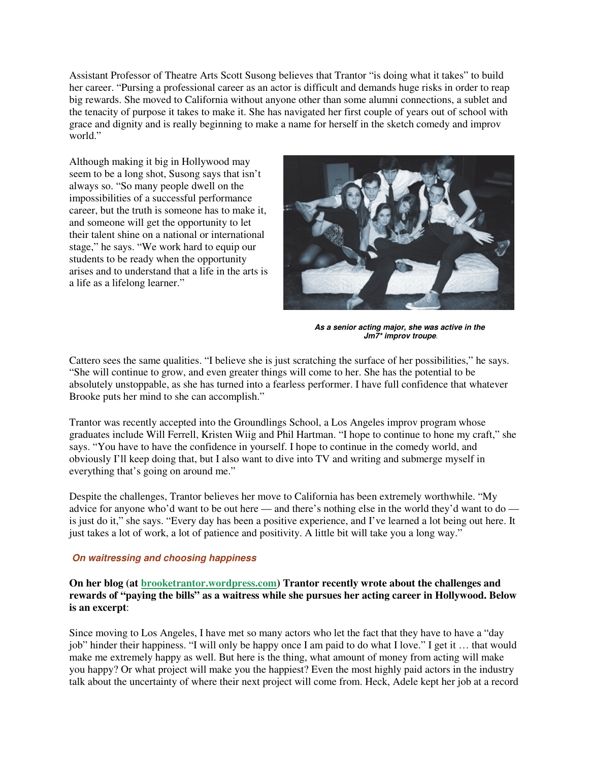Assistant Professor of Theatre Arts Scott Susong believes that Trantor "is doing what it takes" to build her career. "Pursing a professional career as an actor is difficult and demands huge risks in order to reap big rewards. She moved to California without anyone other than some alumni connections, a sublet and the tenacity of purpose it takes to make it. She has navigated her first couple of years out of school with grace and dignity and is really beginning to make a name for herself in the sketch comedy and improv world."

Although making it big in Hollywood may seem to be a long shot, Susong says that isn't always so. "So many people dwell on the impossibilities of a successful performance career, but the truth is someone has to make it, and someone will get the opportunity to let their talent shine on a national or international stage," he says. "We work hard to equip our students to be ready when the opportunity arises and to understand that a life in the arts is a life as a lifelong learner."

***As a senior acting major, she was active in the Jm7* improv troupe.***

Cattero sees the same qualities. "I believe she is just scratching the surface of her possibilities," he says. "She will continue to grow, and even greater things will come to her. She has the potential to be absolutely unstoppable, as she has turned into a fearless performer. I have full confidence that whatever Brooke puts her mind to she can accomplish."

Trantor was recently accepted into the Groundlings School, a Los Angeles improv program whose graduates include Will Ferrell, Kristen Wiig and Phil Hartman. "I hope to continue to hone my craft," she says. "You have to have the confidence in yourself. I hope to continue in the comedy world, and obviously I'll keep doing that, but I also want to dive into TV and writing and submerge myself in everything that's going on around me."

Despite the challenges, Trantor believes her move to California has been extremely worthwhile. "My advice for anyone who'd want to be out here — and there's nothing else in the world they'd want to do — is just do it," she says. "Every day has been a positive experience, and I've learned a lot being out here. It just takes a lot of work, a lot of patience and positivity. A little bit will take you a long way."

### *On waitressing and choosing happiness*

**On her blog (at brooketrantor.wordpress.com) Trantor recently wrote about the challenges and rewards of "paying the bills" as a waitress while she pursues her acting career in Hollywood. Below is an excerpt**:

Since moving to Los Angeles, I have met so many actors who let the fact that they have to have a "day job" hinder their happiness. "I will only be happy once I am paid to do what I love." I get it … that would make me extremely happy as well. But here is the thing, what amount of money from acting will make you happy? Or what project will make you the happiest? Even the most highly paid actors in the industry talk about the uncertainty of where their next project will come from. Heck, Adele kept her job at a record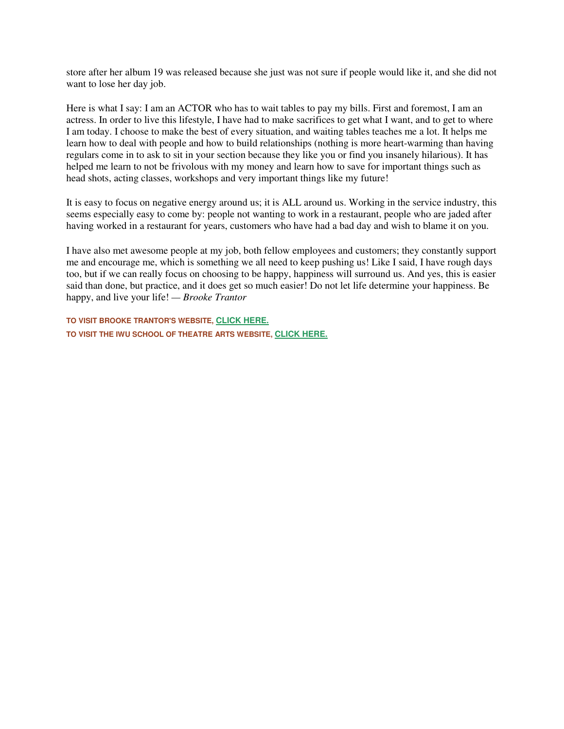store after her album 19 was released because she just was not sure if people would like it, and she did not want to lose her day job.

Here is what I say: I am an ACTOR who has to wait tables to pay my bills. First and foremost, I am an actress. In order to live this lifestyle, I have had to make sacrifices to get what I want, and to get to where I am today. I choose to make the best of every situation, and waiting tables teaches me a lot. It helps me learn how to deal with people and how to build relationships (nothing is more heart-warming than having regulars come in to ask to sit in your section because they like you or find you insanely hilarious). It has helped me learn to not be frivolous with my money and learn how to save for important things such as head shots, acting classes, workshops and very important things like my future!

It is easy to focus on negative energy around us; it is ALL around us. Working in the service industry, this seems especially easy to come by: people not wanting to work in a restaurant, people who are jaded after having worked in a restaurant for years, customers who have had a bad day and wish to blame it on you.

I have also met awesome people at my job, both fellow employees and customers; they constantly support me and encourage me, which is something we all need to keep pushing us! Like I said, I have rough days too, but if we can really focus on choosing to be happy, happiness will surround us. And yes, this is easier said than done, but practice, and it does get so much easier! Do not let life determine your happiness. Be happy, and live your life! — *Brooke Trantor*

**TO VISIT BROOKE TRANTOR'S WEBSITE, CLICK HERE.**

**TO VISIT THE IWU SCHOOL OF THEATRE ARTS WEBSITE, CLICK HERE.**